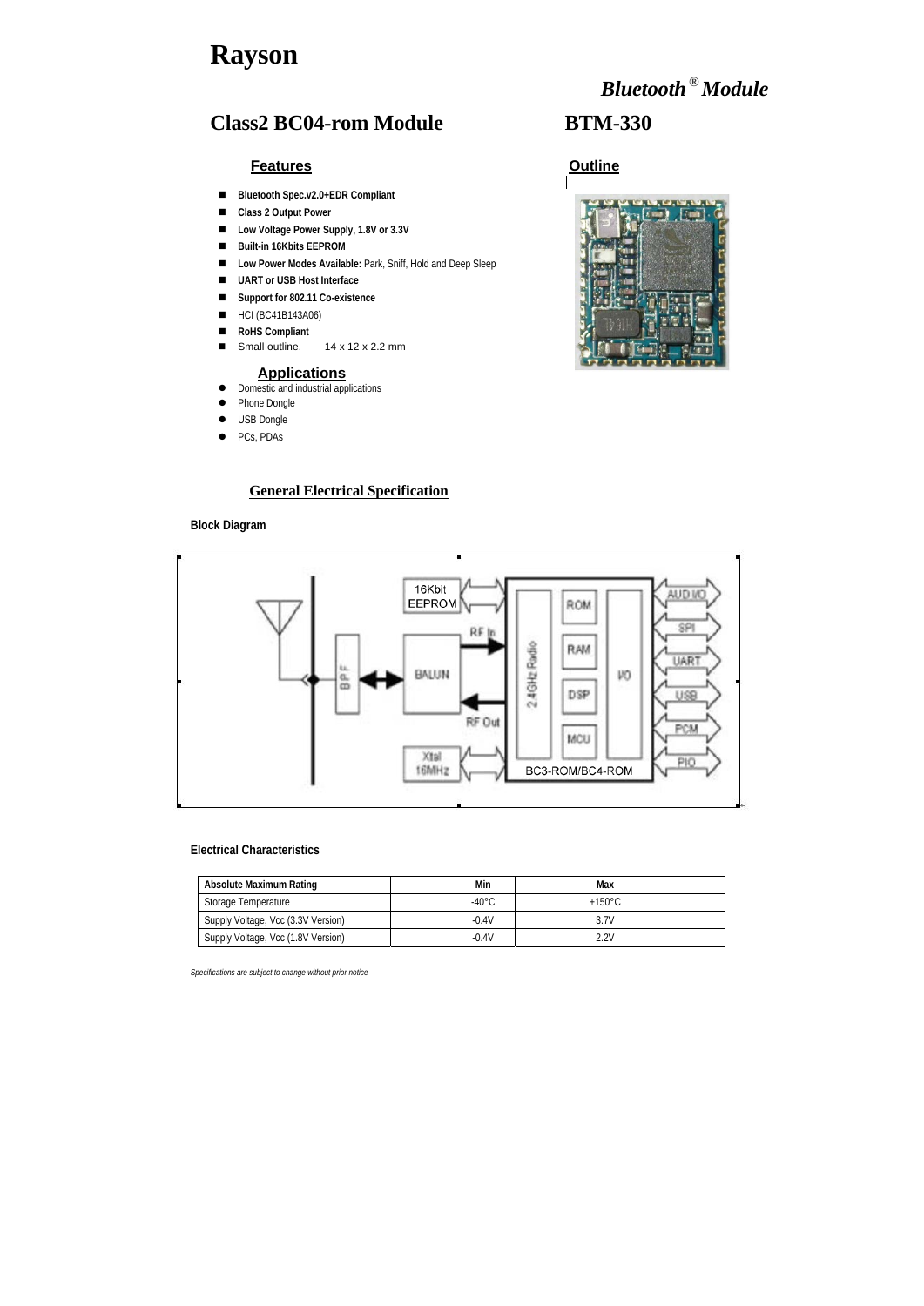# Rayson

*Bluetooth® Module*

## Class2 BC04-rom Module

## BTM-330

### Features

- **Bluetooth Spec.v2.0+EDR Compliant**
- **Class 2 Output Power**
- **Low Voltage Power Supply, 1.8V or 3.3V**
- **Built-in 16Kbits EEPROM**
- **Low Power Modes Available:** Park, Sniff, Hold and Deep Sleep
- **UART or USB Host Interface**
- **Support for 802.11 Co-existence**
- HCI (BC41B143A06)
- **RoHS Compliant**
- Small outline.     14 x 12 x 2.2 mm

### Outline

### Applications

- Domestic and industrial applications
- Phone Dongle
- USB Dongle
- PCs, PDAs

## General Electrical Specification

**Block Diagram**

**Electrical Characteristics**

| Absolute Maximum Rating | Min | Max |
|---|---|---|
| Storage Temperature | -40°C | +150°C |
| Supply Voltage, Vcc (3.3V Version) | -0.4V | 3.7V |
| Supply Voltage, Vcc (1.8V Version) | -0.4V | 2.2V |

*Specifications are subject to change without prior notice*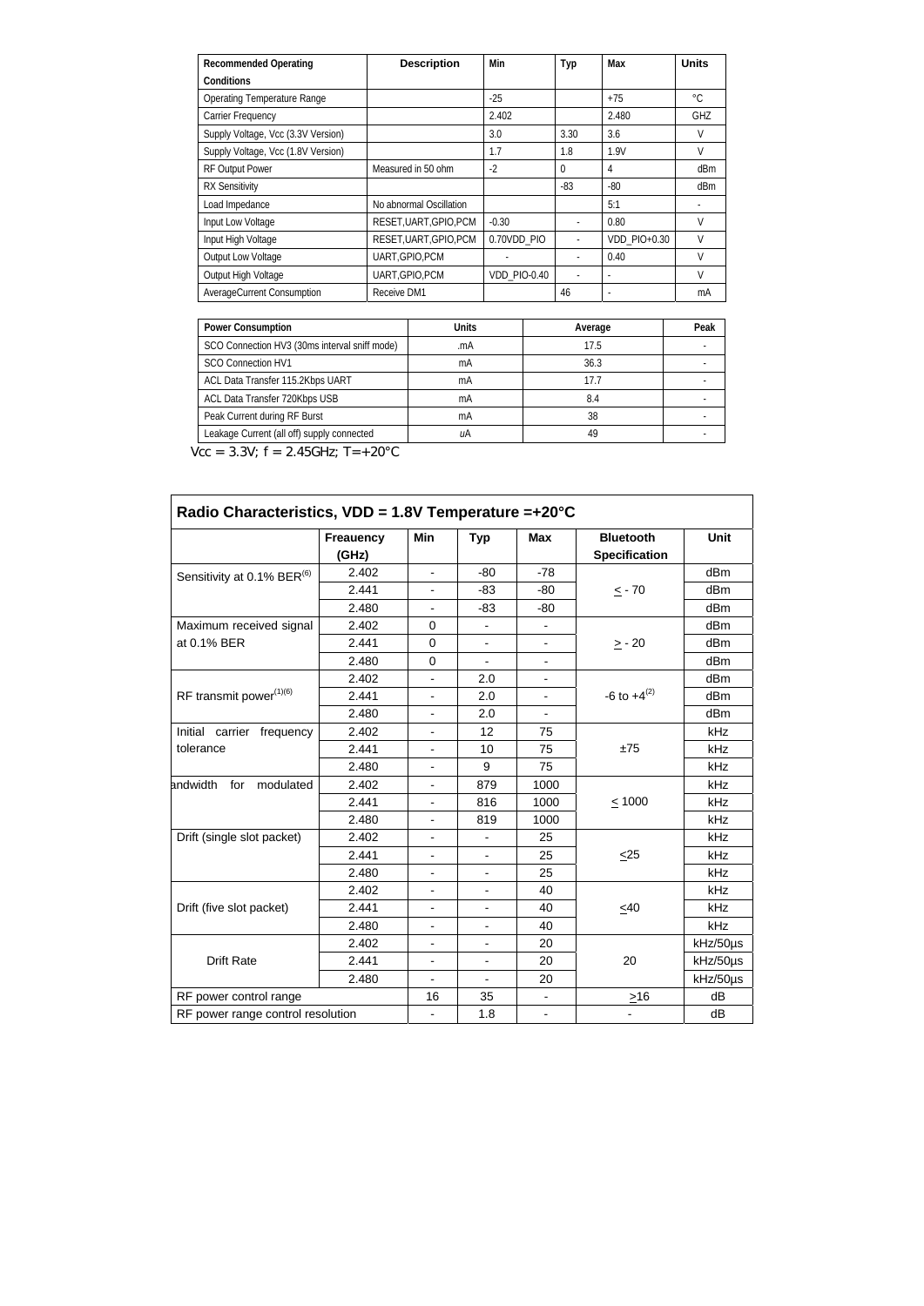| Recommended Operating Conditions | Description | Min | Typ | Max | Units |
|---|---|---|---|---|---|
| Operating Temperature Range | | -25 | | +75 | °C |
| Carrier Frequency | | 2.402 | | 2.480 | GHZ |
| Supply Voltage, Vcc (3.3V Version) | | 3.0 | 3.30 | 3.6 | V |
| Supply Voltage, Vcc (1.8V Version) | | 1.7 | 1.8 | 1.9V | V |
| RF Output Power | Measured in 50 ohm | -2 | 0 | 4 | dBm |
| RX Sensitivity | | | -83 | -80 | dBm |
| Load Impedance | No abnormal Oscillation | | | 5:1 | - |
| Input Low Voltage | RESET,UART,GPIO,PCM | -0.30 | - | 0.80 | V |
| Input High Voltage | RESET,UART,GPIO,PCM | 0.70VDD_PIO | - | VDD_PIO+0.30 | V |
| Output Low Voltage | UART,GPIO,PCM | - | - | 0.40 | V |
| Output High Voltage | UART,GPIO,PCM | VDD_PIO-0.40 | - | - | V |
| AverageCurrent Consumption | Receive DM1 | | 46 | - | mA |

| Power Consumption | Units | Average | Peak |
|---|---|---|---|
| SCO Connection HV3 (30ms interval sniff mode) | .mA | 17.5 | - |
| SCO Connection HV1 | mA | 36.3 | - |
| ACL Data Transfer 115.2Kbps UART | mA | 17.7 | - |
| ACL Data Transfer 720Kbps USB | mA | 8.4 | - |
| Peak Current during RF Burst | mA | 38 | - |
| Leakage Current (all off) supply connected | uA | 49 | - |

Vcc = 3.3V; f = 2.45GHz; T=+20°C

| Radio Characteristics, VDD = 1.8V Temperature =+20°C | | | | | | |
|---|---|---|---|---|---|---|
| | Freauency (GHz) | Min | Typ | Max | Bluetooth Specification | Unit |
| Sensitivity at 0.1% BER(6) | 2.402 | - | -80 | -78 | | dBm |
| | 2.441 | - | -83 | -80 | ≤ - 70 | dBm |
| | 2.480 | - | -83 | -80 | | dBm |
| Maximum received signal at 0.1% BER | 2.402 | 0 | - | - | | dBm |
| | 2.441 | 0 | - | - | ≥ - 20 | dBm |
| | 2.480 | 0 | - | - | | dBm |
| RF transmit power(1)(6) | 2.402 | - | 2.0 | - | | dBm |
| | 2.441 | - | 2.0 | - | -6 to +4(2) | dBm |
| | 2.480 | - | 2.0 | - | | dBm |
| Initial carrier frequency tolerance | 2.402 | - | 12 | 75 | | kHz |
| | 2.441 | - | 10 | 75 | ±75 | kHz |
| | 2.480 | - | 9 | 75 | | kHz |
| andwidth for modulated | 2.402 | - | 879 | 1000 | | kHz |
| | 2.441 | - | 816 | 1000 | ≤ 1000 | kHz |
| | 2.480 | - | 819 | 1000 | | kHz |
| Drift (single slot packet) | 2.402 | - | - | 25 | | kHz |
| | 2.441 | - | - | 25 | ≤25 | kHz |
| | 2.480 | - | - | 25 | | kHz |
| Drift (five slot packet) | 2.402 | - | - | 40 | | kHz |
| | 2.441 | - | - | 40 | ≤40 | kHz |
| | 2.480 | - | - | 40 | | kHz |
| Drift Rate | 2.402 | - | - | 20 | | kHz/50µs |
| | 2.441 | - | - | 20 | 20 | kHz/50µs |
| | 2.480 | - | - | 20 | | kHz/50µs |
| RF power control range | | 16 | 35 | - | ≥16 | dB |
| RF power range control resolution | | - | 1.8 | - | - | dB |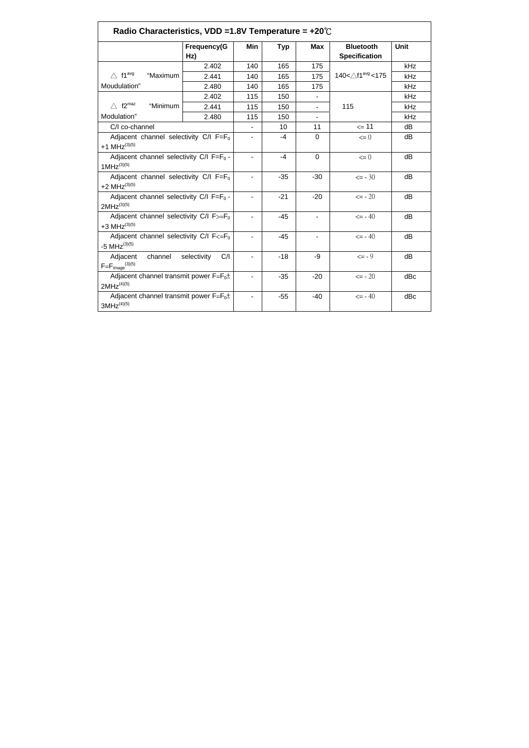| Radio Characteristics, VDD =1.8V Temperature = +20℃ | | | | | | |
|---|---|---|---|---|---|---|
| | Frequency(GHz) | Min | Typ | Max | Bluetooth Specification | Unit |
| △ $f1^{avg}$ "Maximum Moudulation" | 2.402 | 140 | 165 | 175 | 140<△$f1^{avg}$<175 | kHz |
| | 2.441 | 140 | 165 | 175 | | kHz |
| | 2.480 | 140 | 165 | 175 | | kHz |
| △ $f2^{maz}$ "Minimum Modulation" | 2.402 | 115 | 150 | - | 115 | kHz |
| | 2.441 | 115 | 150 | - | | kHz |
| | 2.480 | 115 | 150 | - | | kHz |
| C/I co-channel | | - | 10 | 11 | <= 11 | dB |
| Adjacent channel selectivity C/I $F=F_0$ +1 MHz(3)(5) | | - | -4 | 0 | <= 0 | dB |
| Adjacent channel selectivity C/I $F=F_0$ - 1MHz(3)(5) | | - | -4 | 0 | <= 0 | dB |
| Adjacent channel selectivity C/I $F=F_0$ +2 MHz(3)(5) | | - | -35 | -30 | <= - 30 | dB |
| Adjacent channel selectivity C/I $F=F_0$ - 2MHz(3)(5) | | - | -21 | -20 | <= - 20 | dB |
| Adjacent channel selectivity C/I $F>=F_0$ +3 MHz(3)(5) | | - | -45 | - | <= - 40 | dB |
| Adjacent channel selectivity C/I $F<=F_0$ -5 MHz(3)(5) | | - | -45 | - | <= - 40 | dB |
| Adjacent channel selectivity C/I $F=F_{image}$(3)(5) | | - | -18 | -9 | <= - 9 | dB |
| Adjacent channel transmit power $F=F_0\pm$ 2MHz(4)(5) | | - | -35 | -20 | <= - 20 | dBc |
| Adjacent channel transmit power $F=F_0\pm$ 3MHz(4)(5) | | - | -55 | -40 | <= - 40 | dBc |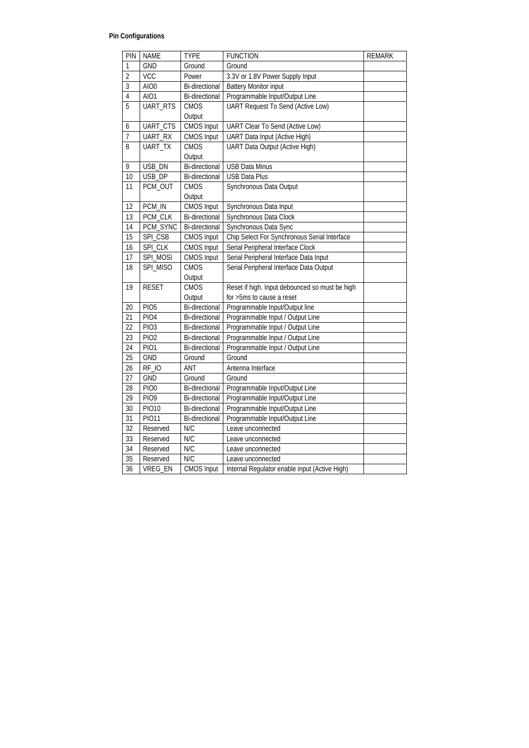**Pin Configurations**

| PIN | NAME | TYPE | FUNCTION | REMARK |
|---|---|---|---|---|
| 1 | GND | Ground | Ground | |
| 2 | VCC | Power | 3.3V or 1.8V Power Supply Input | |
| 3 | AIO0 | Bi-directional | Battery Monitor input | |
| 4 | AIO1 | Bi-directional | Programmable Input/Output Line | |
| 5 | UART_RTS | CMOS Output | UART Request To Send (Active Low) | |
| 6 | UART_CTS | CMOS Input | UART Clear To Send (Active Low) | |
| 7 | UART_RX | CMOS Input | UART Data Input (Active High) | |
| 8 | UART_TX | CMOS Output | UART Data Output (Active High) | |
| 9 | USB_DN | Bi-directional | USB Data Minus | |
| 10 | USB_DP | Bi-directional | USB Data Plus | |
| 11 | PCM_OUT | CMOS Output | Synchronous Data Output | |
| 12 | PCM_IN | CMOS Input | Synchronous Data Input | |
| 13 | PCM_CLK | Bi-directional | Synchronous Data Clock | |
| 14 | PCM_SYNC | Bi-directional | Synchronous Data Sync | |
| 15 | SPI_CSB | CMOS Input | Chip Select For Synchronous Serial Interface | |
| 16 | SPI_CLK | CMOS Input | Serial Peripheral Interface Clock | |
| 17 | SPI_MOSI | CMOS Input | Serial Peripheral Interface Data Input | |
| 18 | SPI_MISO | CMOS Output | Serial Peripheral Interface Data Output | |
| 19 | RESET | CMOS Output | Reset if high. Input debounced so must be high for >5ms to cause a reset | |
| 20 | PIO5 | Bi-directional | Programmable Input/Output line | |
| 21 | PIO4 | Bi-directional | Programmable Input / Output Line | |
| 22 | PIO3 | Bi-directional | Programmable Input / Output Line | |
| 23 | PIO2 | Bi-directional | Programmable Input / Output Line | |
| 24 | PIO1 | Bi-directional | Programmable Input / Output Line | |
| 25 | GND | Ground | Ground | |
| 26 | RF_IO | ANT | Antenna Interface | |
| 27 | GND | Ground | Ground | |
| 28 | PIO0 | Bi-directional | Programmable Input/Output Line | |
| 29 | PIO9 | Bi-directional | Programmable Input/Output Line | |
| 30 | PIO10 | Bi-directional | Programmable Input/Output Line | |
| 31 | PIO11 | Bi-directional | Programmable Input/Output Line | |
| 32 | Reserved | N/C | Leave unconnected | |
| 33 | Reserved | N/C | Leave unconnected | |
| 34 | Reserved | N/C | Leave unconnected | |
| 35 | Reserved | N/C | Leave unconnected | |
| 36 | VREG_EN | CMOS Input | Internal Regulator enable input (Active High) | |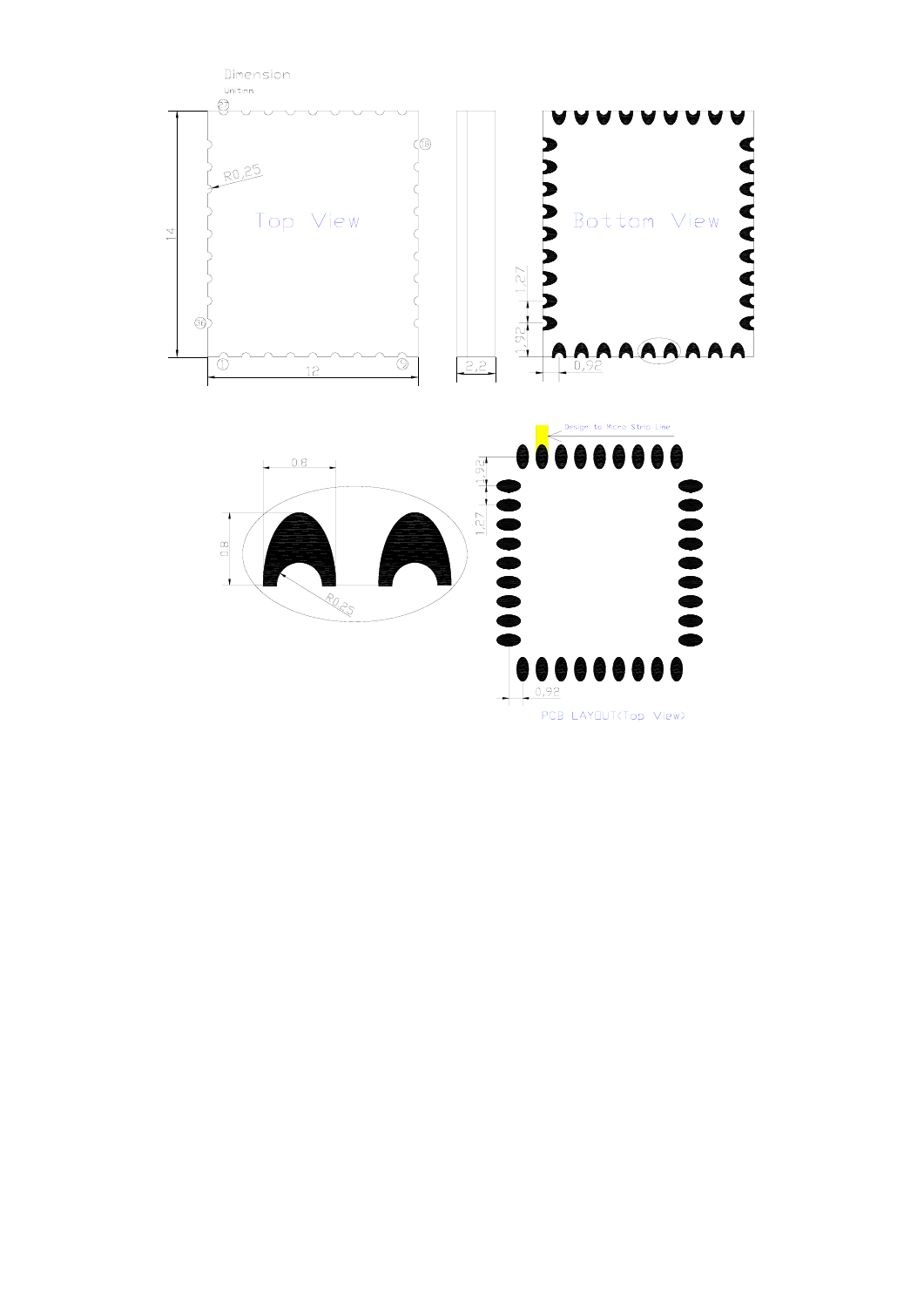Dimension

Unit:mm

Top View

R0,25

14

12

2,2

Bottom View

1,27

1,92

0,92

0,8

0,8

R0,25

Design to Micro Strip Line

1,92

1,27

0,92

PCB LAYOUT(Top View)